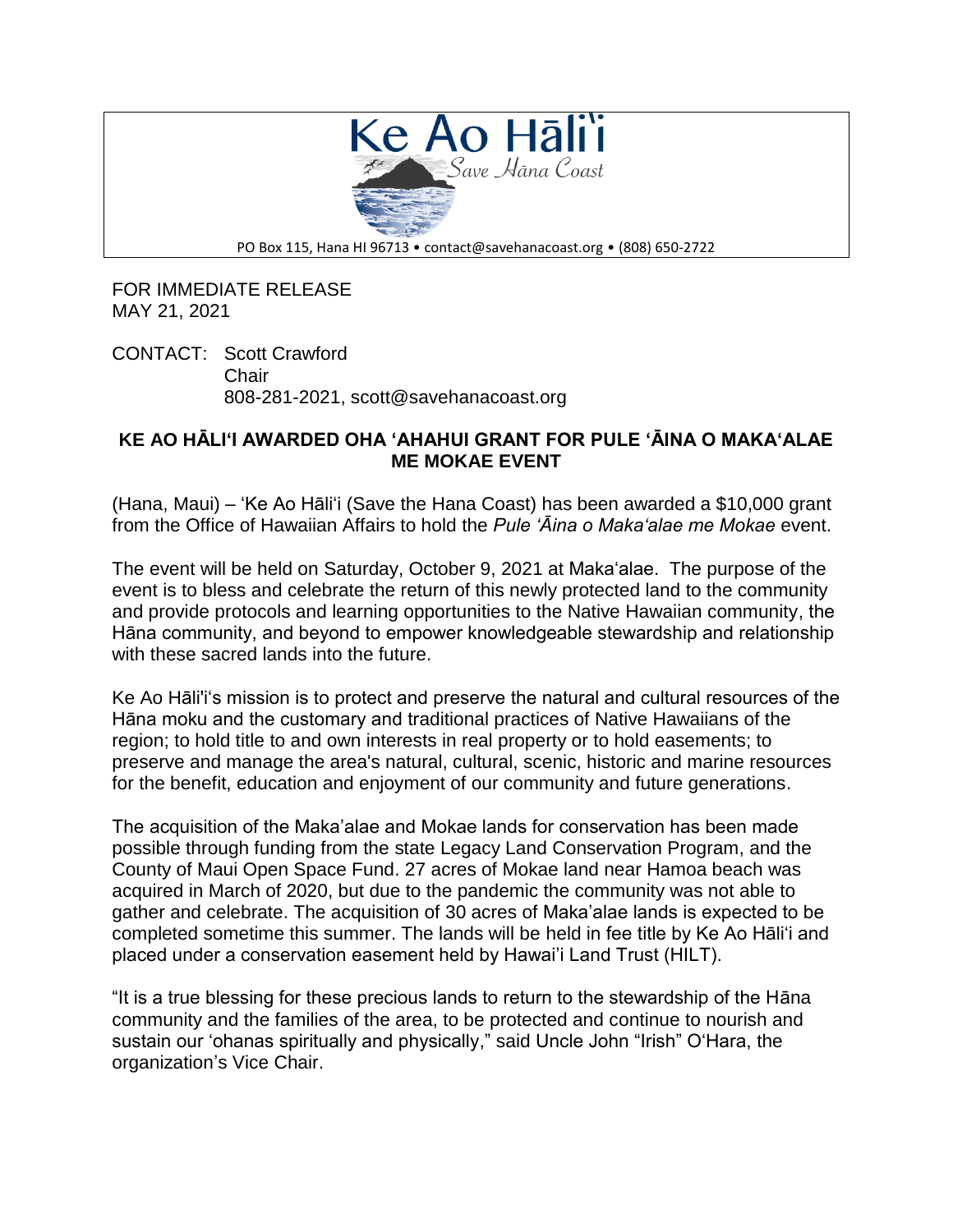# Ke Ao Hāli'i

*Save Hāna Coast*

PO Box 115, Hana HI 96713 • contact@savehanacoast.org • (808) 650-2722

FOR IMMEDIATE RELEASE
MAY 21, 2021

CONTACT: Scott Crawford
Chair
808-281-2021, scott@savehanacoast.org

## KE AO HĀLI'I AWARDED OHA 'AHAHUI GRANT FOR PULE 'ĀINA O MAKA'ALAE ME MOKAE EVENT

(Hana, Maui) – 'Ke Ao Hāli'i (Save the Hana Coast) has been awarded a $10,000 grant from the Office of Hawaiian Affairs to hold the *Pule 'Āina o Maka'alae me Mokae* event.

The event will be held on Saturday, October 9, 2021 at Maka'alae. The purpose of the event is to bless and celebrate the return of this newly protected land to the community and provide protocols and learning opportunities to the Native Hawaiian community, the Hāna community, and beyond to empower knowledgeable stewardship and relationship with these sacred lands into the future.

Ke Ao Hāli'i's mission is to protect and preserve the natural and cultural resources of the Hāna moku and the customary and traditional practices of Native Hawaiians of the region; to hold title to and own interests in real property or to hold easements; to preserve and manage the area's natural, cultural, scenic, historic and marine resources for the benefit, education and enjoyment of our community and future generations.

The acquisition of the Maka'alae and Mokae lands for conservation has been made possible through funding from the state Legacy Land Conservation Program, and the County of Maui Open Space Fund. 27 acres of Mokae land near Hamoa beach was acquired in March of 2020, but due to the pandemic the community was not able to gather and celebrate. The acquisition of 30 acres of Maka'alae lands is expected to be completed sometime this summer. The lands will be held in fee title by Ke Ao Hāli'i and placed under a conservation easement held by Hawai'i Land Trust (HILT).

"It is a true blessing for these precious lands to return to the stewardship of the Hāna community and the families of the area, to be protected and continue to nourish and sustain our 'ohanas spiritually and physically," said Uncle John "Irish" O'Hara, the organization's Vice Chair.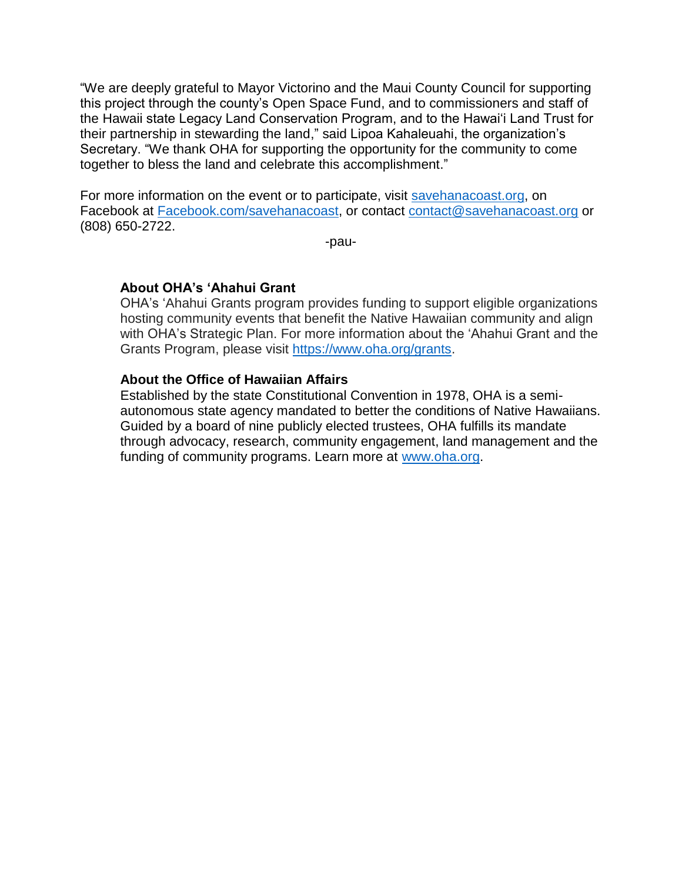"We are deeply grateful to Mayor Victorino and the Maui County Council for supporting this project through the county's Open Space Fund, and to commissioners and staff of the Hawaii state Legacy Land Conservation Program, and to the Hawai'i Land Trust for their partnership in stewarding the land," said Lipoa Kahaleuahi, the organization's Secretary. "We thank OHA for supporting the opportunity for the community to come together to bless the land and celebrate this accomplishment."

For more information on the event or to participate, visit savehanacoast.org, on Facebook at Facebook.com/savehanacoast, or contact contact@savehanacoast.org or (808) 650-2722.

-pau-

**About OHA's 'Ahahui Grant**

OHA's 'Ahahui Grants program provides funding to support eligible organizations hosting community events that benefit the Native Hawaiian community and align with OHA's Strategic Plan. For more information about the 'Ahahui Grant and the Grants Program, please visit https://www.oha.org/grants.

**About the Office of Hawaiian Affairs**

Established by the state Constitutional Convention in 1978, OHA is a semi-autonomous state agency mandated to better the conditions of Native Hawaiians. Guided by a board of nine publicly elected trustees, OHA fulfills its mandate through advocacy, research, community engagement, land management and the funding of community programs. Learn more at www.oha.org.